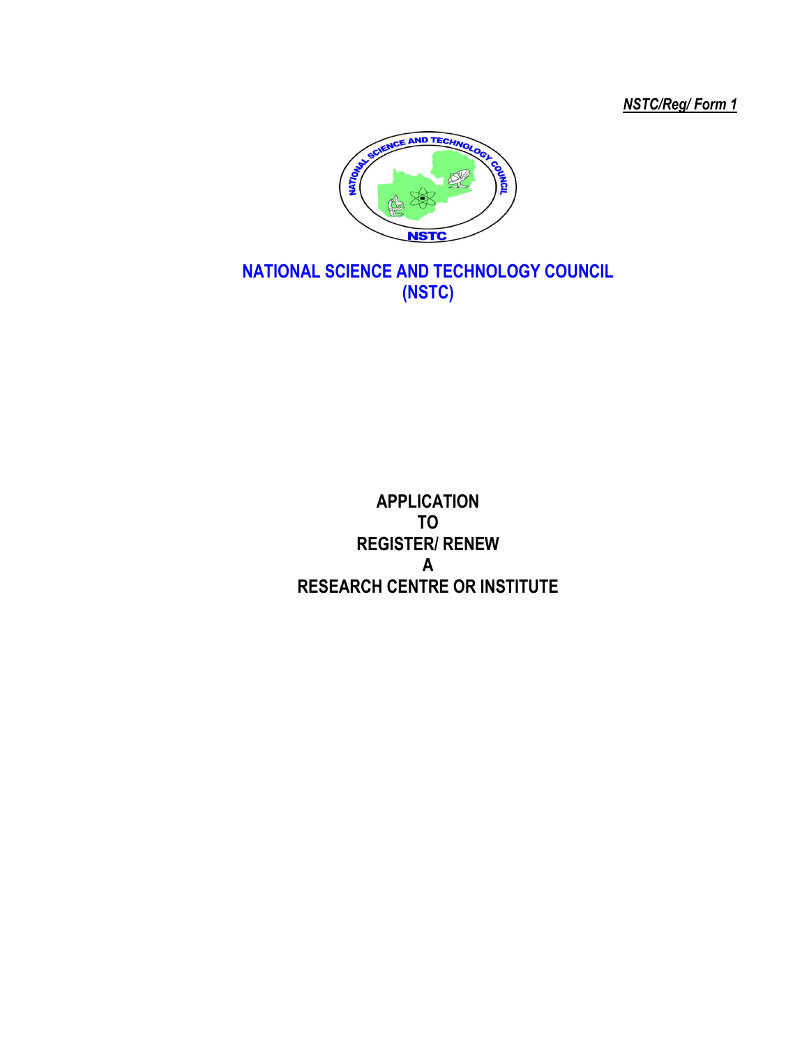*NSTC/Reg/ Form 1*

# NATIONAL SCIENCE AND TECHNOLOGY COUNCIL (NSTC)

## APPLICATION TO REGISTER/ RENEW A RESEARCH CENTRE OR INSTITUTE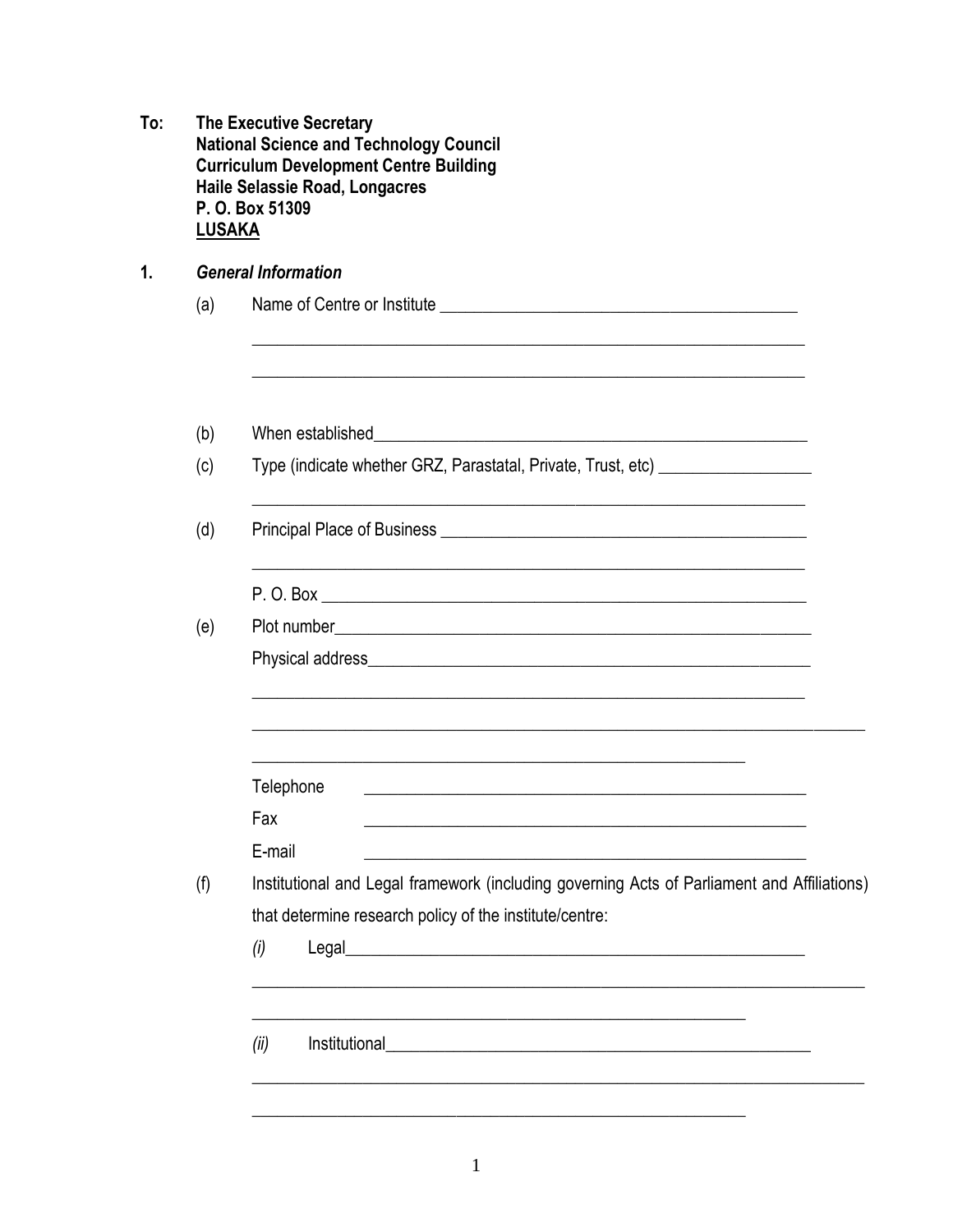**To:** **The Executive Secretary**
**National Science and Technology Council**
**Curriculum Development Centre Building**
**Haile Selassie Road, Longacres**
**P. O. Box 51309**
**<u>LUSAKA</u>**

## 1. *General Information*

(a) Name of Centre or Institute ______________________________________________

______________________________________________________________________

______________________________________________________________________

(b) When established______________________________________________________

(c) Type (indicate whether GRZ, Parastatal, Private, Trust, etc) ___________________

______________________________________________________________________

(d) Principal Place of Business ______________________________________________

______________________________________________________________________

P. O. Box ______________________________________________________________

(e) Plot number___________________________________________________________

Physical address_________________________________________________________

______________________________________________________________________

______________________________________________________________________

________________________________________________________________

Telephone ______________________________________________________

Fax ______________________________________________________

E-mail ______________________________________________________

(f) Institutional and Legal framework (including governing Acts of Parliament and Affiliations) that determine research policy of the institute/centre:

*(i)* Legal___________________________________________________________

______________________________________________________________________

________________________________________________________________

*(ii)* Institutional______________________________________________________

______________________________________________________________________

________________________________________________________________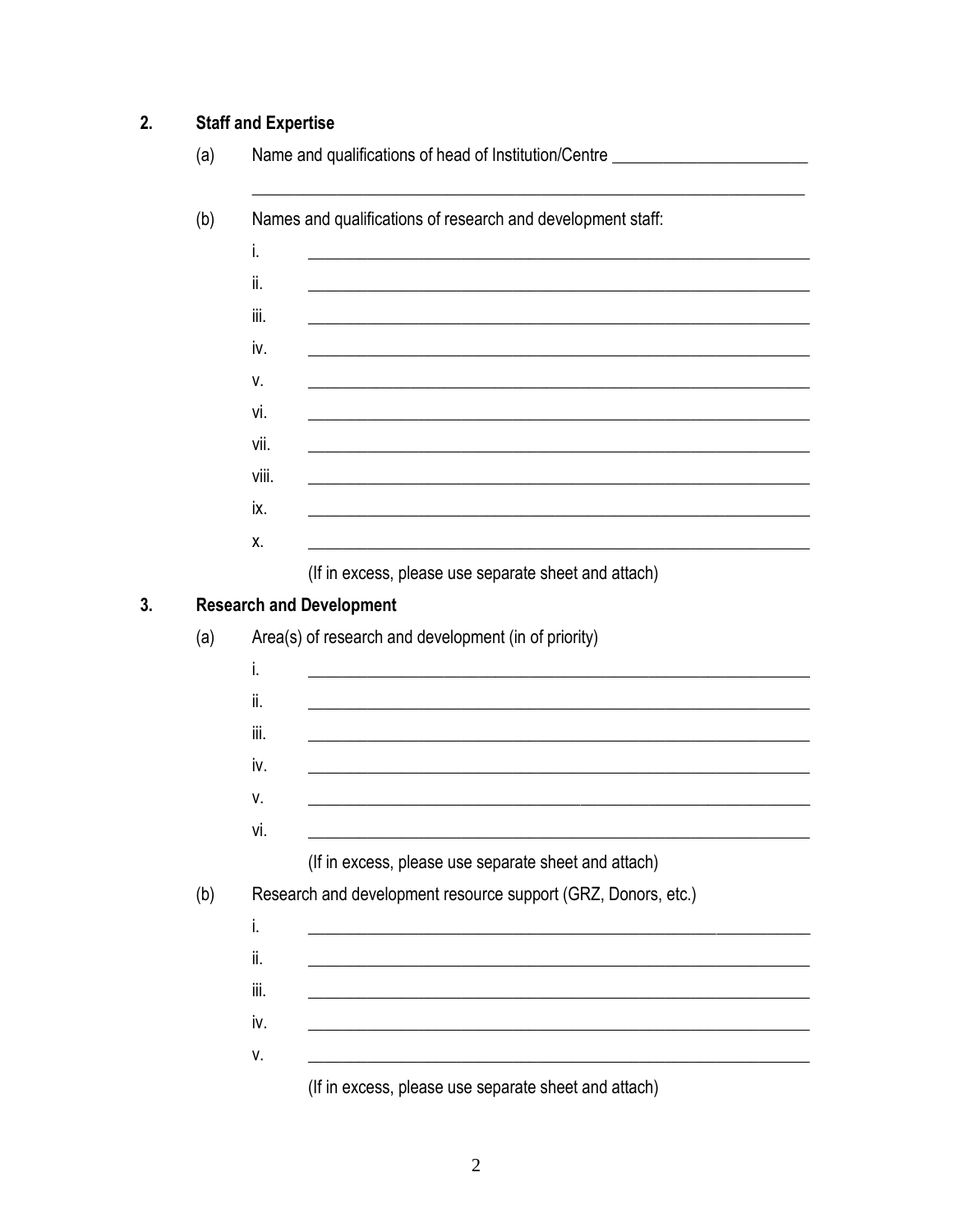## 2. Staff and Expertise

(a) Name and qualifications of head of Institution/Centre ______________________

______________________________________________________________

(b) Names and qualifications of research and development staff:

i. ______________________________________________________________

ii. ______________________________________________________________

iii. ______________________________________________________________

iv. ______________________________________________________________

v. ______________________________________________________________

vi. ______________________________________________________________

vii. ______________________________________________________________

viii. ______________________________________________________________

ix. ______________________________________________________________

x. ______________________________________________________________

(If in excess, please use separate sheet and attach)

## 3. Research and Development

(a) Area(s) of research and development (in of priority)

i. ______________________________________________________________

ii. ______________________________________________________________

iii. ______________________________________________________________

iv. ______________________________________________________________

v. ______________________________________________________________

vi. ______________________________________________________________

(If in excess, please use separate sheet and attach)

(b) Research and development resource support (GRZ, Donors, etc.)

i. ______________________________________________________________

ii. ______________________________________________________________

iii. ______________________________________________________________

iv. ______________________________________________________________

v. ______________________________________________________________

(If in excess, please use separate sheet and attach)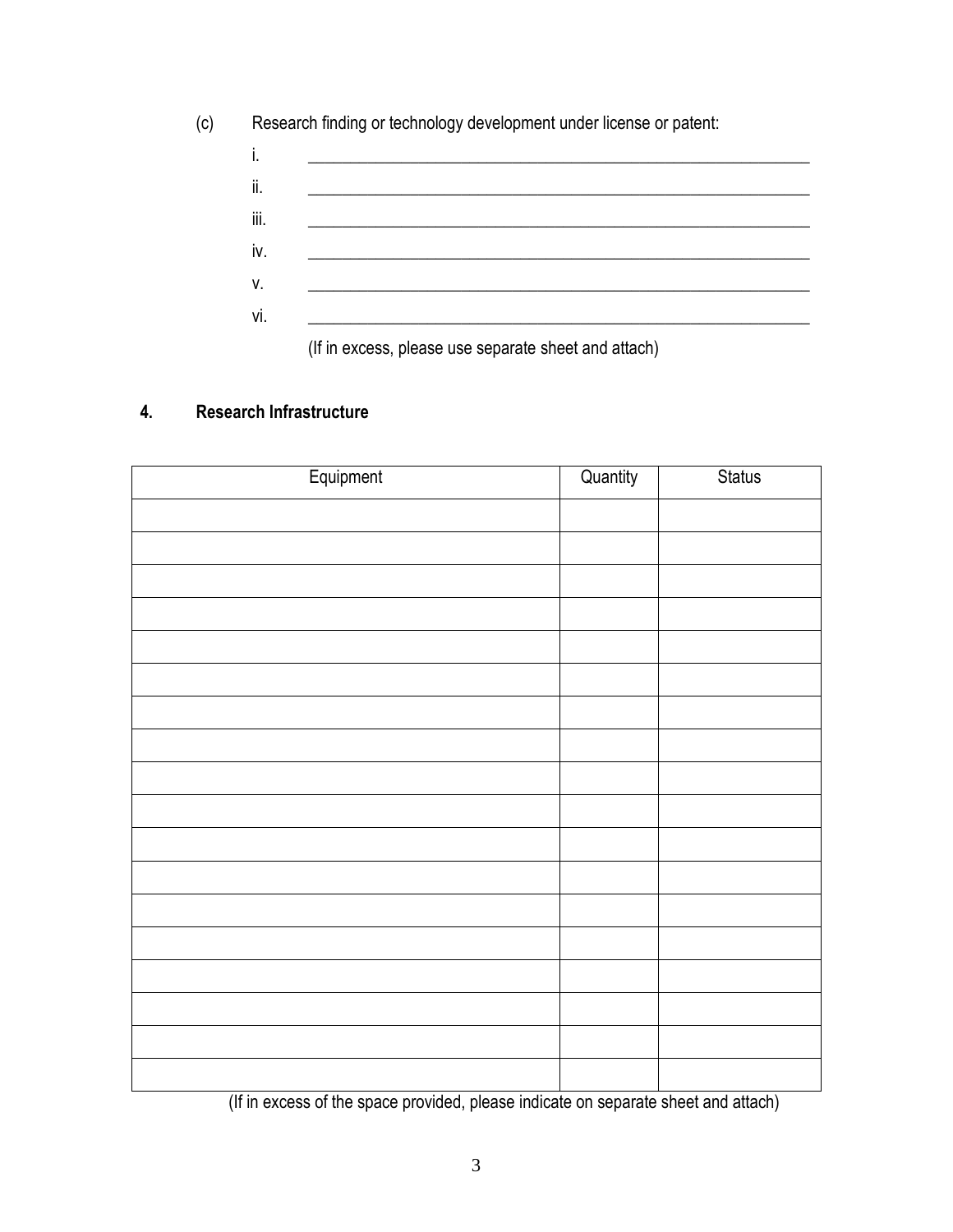(c) Research finding or technology development under license or patent:

i. \_\_\_\_\_\_\_\_\_\_\_\_\_\_\_\_\_\_\_\_\_\_\_\_\_\_\_\_\_\_\_\_\_\_\_\_\_\_\_\_\_\_\_\_\_\_\_\_\_\_\_\_\_\_\_\_\_\_\_\_

ii. \_\_\_\_\_\_\_\_\_\_\_\_\_\_\_\_\_\_\_\_\_\_\_\_\_\_\_\_\_\_\_\_\_\_\_\_\_\_\_\_\_\_\_\_\_\_\_\_\_\_\_\_\_\_\_\_\_\_\_\_

iii. \_\_\_\_\_\_\_\_\_\_\_\_\_\_\_\_\_\_\_\_\_\_\_\_\_\_\_\_\_\_\_\_\_\_\_\_\_\_\_\_\_\_\_\_\_\_\_\_\_\_\_\_\_\_\_\_\_\_\_\_

iv. \_\_\_\_\_\_\_\_\_\_\_\_\_\_\_\_\_\_\_\_\_\_\_\_\_\_\_\_\_\_\_\_\_\_\_\_\_\_\_\_\_\_\_\_\_\_\_\_\_\_\_\_\_\_\_\_\_\_\_\_

v. \_\_\_\_\_\_\_\_\_\_\_\_\_\_\_\_\_\_\_\_\_\_\_\_\_\_\_\_\_\_\_\_\_\_\_\_\_\_\_\_\_\_\_\_\_\_\_\_\_\_\_\_\_\_\_\_\_\_\_\_

vi. \_\_\_\_\_\_\_\_\_\_\_\_\_\_\_\_\_\_\_\_\_\_\_\_\_\_\_\_\_\_\_\_\_\_\_\_\_\_\_\_\_\_\_\_\_\_\_\_\_\_\_\_\_\_\_\_\_\_\_\_

(If in excess, please use separate sheet and attach)

## 4. Research Infrastructure

| Equipment | Quantity | Status |
| --- | --- | --- |
| | | |
| | | |
| | | |
| | | |
| | | |
| | | |
| | | |
| | | |
| | | |
| | | |
| | | |
| | | |
| | | |
| | | |
| | | |
| | | |
| | | |
| | | |

(If in excess of the space provided, please indicate on separate sheet and attach)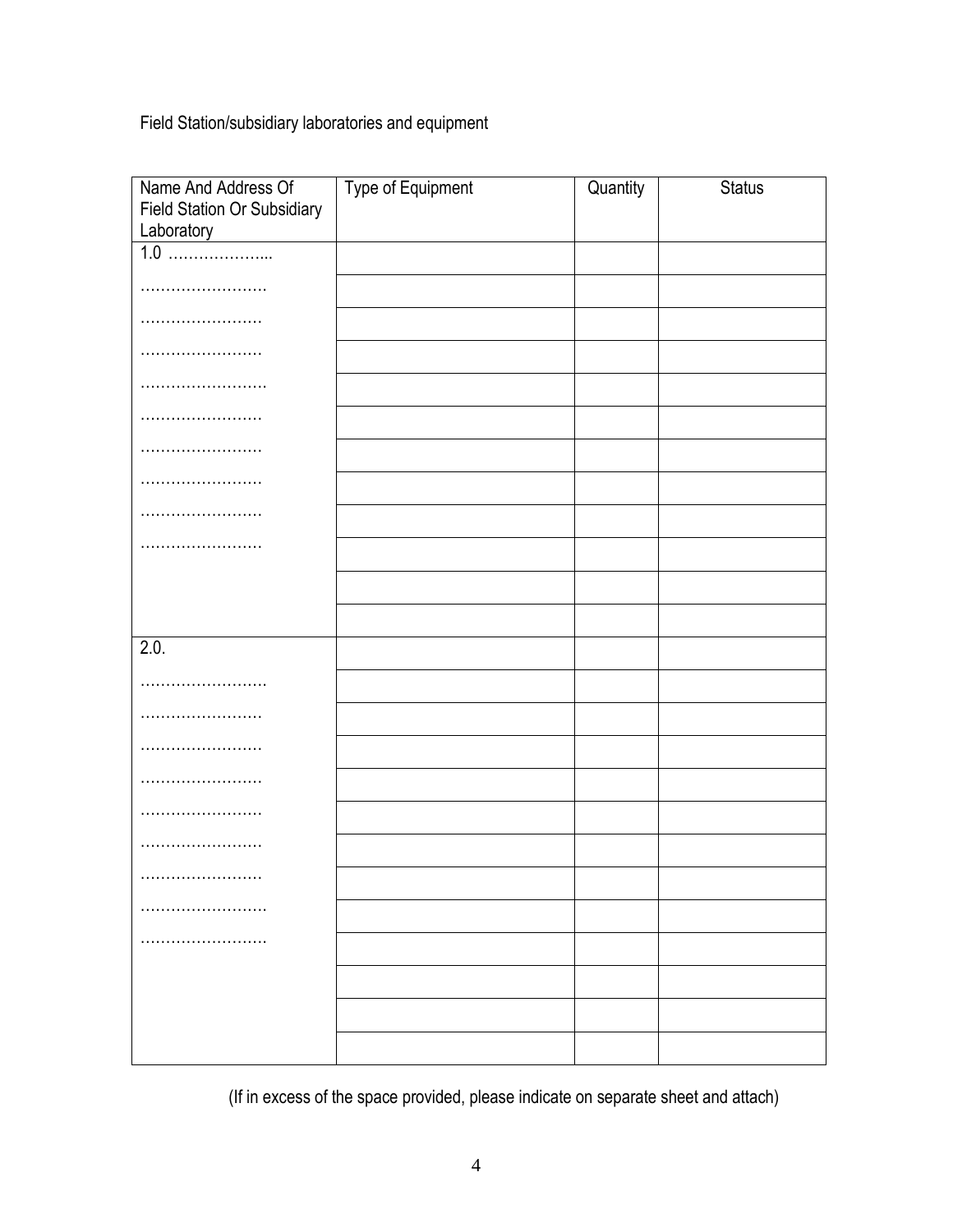Field Station/subsidiary laboratories and equipment

| Name And Address Of Field Station Or Subsidiary Laboratory | Type of Equipment | Quantity | Status |
|---|---|---|---|
| 1.0 ……………….. | | | |
| ……………………. | | | |
| …………………… | | | |
| …………………… | | | |
| ……………………. | | | |
| …………………… | | | |
| …………………… | | | |
| …………………… | | | |
| …………………… | | | |
| …………………… | | | |
| | | | |
| | | | |
| 2.0. | | | |
| ……………………. | | | |
| …………………… | | | |
| …………………… | | | |
| …………………… | | | |
| …………………… | | | |
| …………………… | | | |
| …………………… | | | |
| ……………………. | | | |
| ……………………. | | | |
| | | | |
| | | | |
| | | | |

(If in excess of the space provided, please indicate on separate sheet and attach)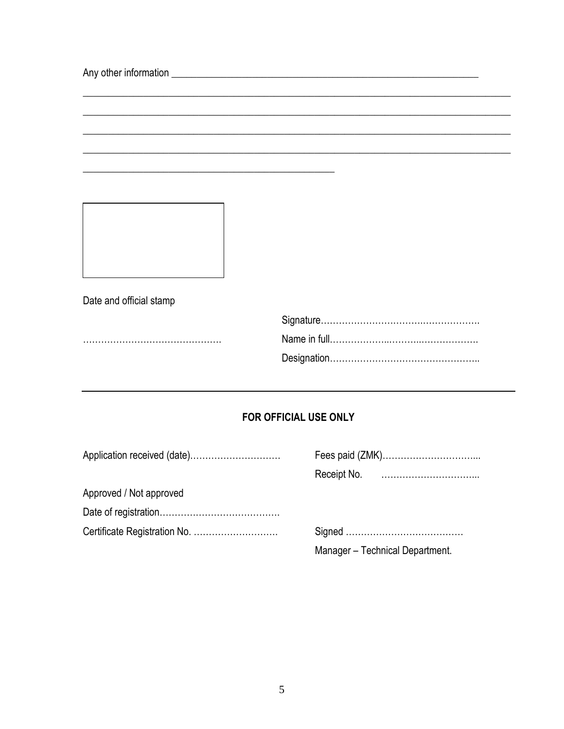Any other information ____________________________________________________________

________________________________________________________________________________

________________________________________________________________________________

________________________________________________________________________________

________________________________________________________________________________

______________________________________________

Date and official stamp

……………………………………… 

Signature…………………………….……………….

Name in full……………..……..……………….

Designation…………………………………………..

---

**FOR OFFICIAL USE ONLY**

Application received (date)………………………… 

Fees paid (ZMK)…………………………...

Receipt No. …………………………...

Approved / Not approved

Date of registration………………………………….

Certificate Registration No. ……………………….

Signed …………………………………

Manager – Technical Department.